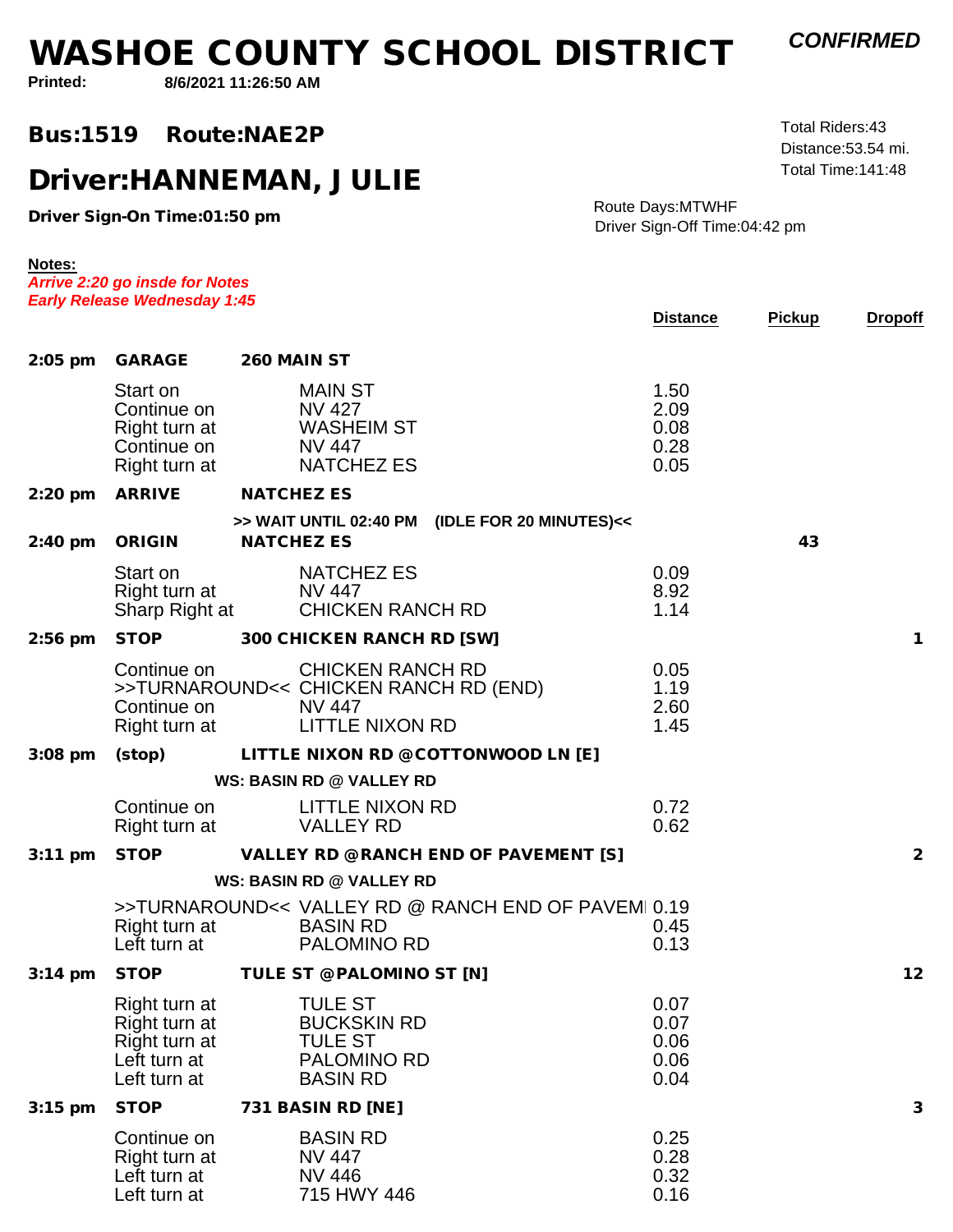# WASHOE COUNTY SCHOOL DISTRICT

***CONFIRMED***

**Printed:** **8/6/2021 11:26:50 AM**

## Bus:1519 Route:NAE2P

Total Riders:43
Distance:53.54 mi.
Total Time:141:48

## Driver:HANNEMAN, JULIE

**Driver Sign-On Time:01:50 pm**

Route Days:MTWHF
Driver Sign-Off Time:04:42 pm

**Notes:**
***Arrive 2:20 go insde for Notes***
***Early Release Wednesday 1:45***

| | | | Distance | Pickup | Dropoff |
|---|---|---|---|---|---|
| **2:05 pm** | **GARAGE** | **260 MAIN ST** | | | |
| | Start on | MAIN ST | 1.50 | | |
| | Continue on | NV 427 | 2.09 | | |
| | Right turn at | WASHEIM ST | 0.08 | | |
| | Continue on | NV 447 | 0.28 | | |
| | Right turn at | NATCHEZ ES | 0.05 | | |
| **2:20 pm** | **ARRIVE** | **NATCHEZ ES** | | | |
| | | **>> WAIT UNTIL 02:40 PM (IDLE FOR 20 MINUTES)<<** | | | |
| **2:40 pm** | **ORIGIN** | **NATCHEZ ES** | | **43** | |
| | Start on | NATCHEZ ES | 0.09 | | |
| | Right turn at | NV 447 | 8.92 | | |
| | Sharp Right at | CHICKEN RANCH RD | 1.14 | | |
| **2:56 pm** | **STOP** | **300 CHICKEN RANCH RD [SW]** | | | **1** |
| | Continue on | CHICKEN RANCH RD | 0.05 | | |
| | >>TURNAROUND<< | CHICKEN RANCH RD (END) | 1.19 | | |
| | Continue on | NV 447 | 2.60 | | |
| | Right turn at | LITTLE NIXON RD | 1.45 | | |
| **3:08 pm** | **(stop)** | **LITTLE NIXON RD @COTTONWOOD LN [E]** | | | |
| | | **WS: BASIN RD @ VALLEY RD** | | | |
| | Continue on | LITTLE NIXON RD | 0.72 | | |
| | Right turn at | VALLEY RD | 0.62 | | |
| **3:11 pm** | **STOP** | **VALLEY RD @RANCH END OF PAVEMENT [S]** | | | **2** |
| | | **WS: BASIN RD @ VALLEY RD** | | | |
| | >>TURNAROUND<< | VALLEY RD @ RANCH END OF PAVEM | 0.19 | | |
| | Right turn at | BASIN RD | 0.45 | | |
| | Left turn at | PALOMINO RD | 0.13 | | |
| **3:14 pm** | **STOP** | **TULE ST @PALOMINO ST [N]** | | | **12** |
| | Right turn at | TULE ST | 0.07 | | |
| | Right turn at | BUCKSKIN RD | 0.07 | | |
| | Right turn at | TULE ST | 0.06 | | |
| | Left turn at | PALOMINO RD | 0.06 | | |
| | Left turn at | BASIN RD | 0.04 | | |
| **3:15 pm** | **STOP** | **731 BASIN RD [NE]** | | | **3** |
| | Continue on | BASIN RD | 0.25 | | |
| | Right turn at | NV 447 | 0.28 | | |
| | Left turn at | NV 446 | 0.32 | | |
| | Left turn at | 715 HWY 446 | 0.16 | | |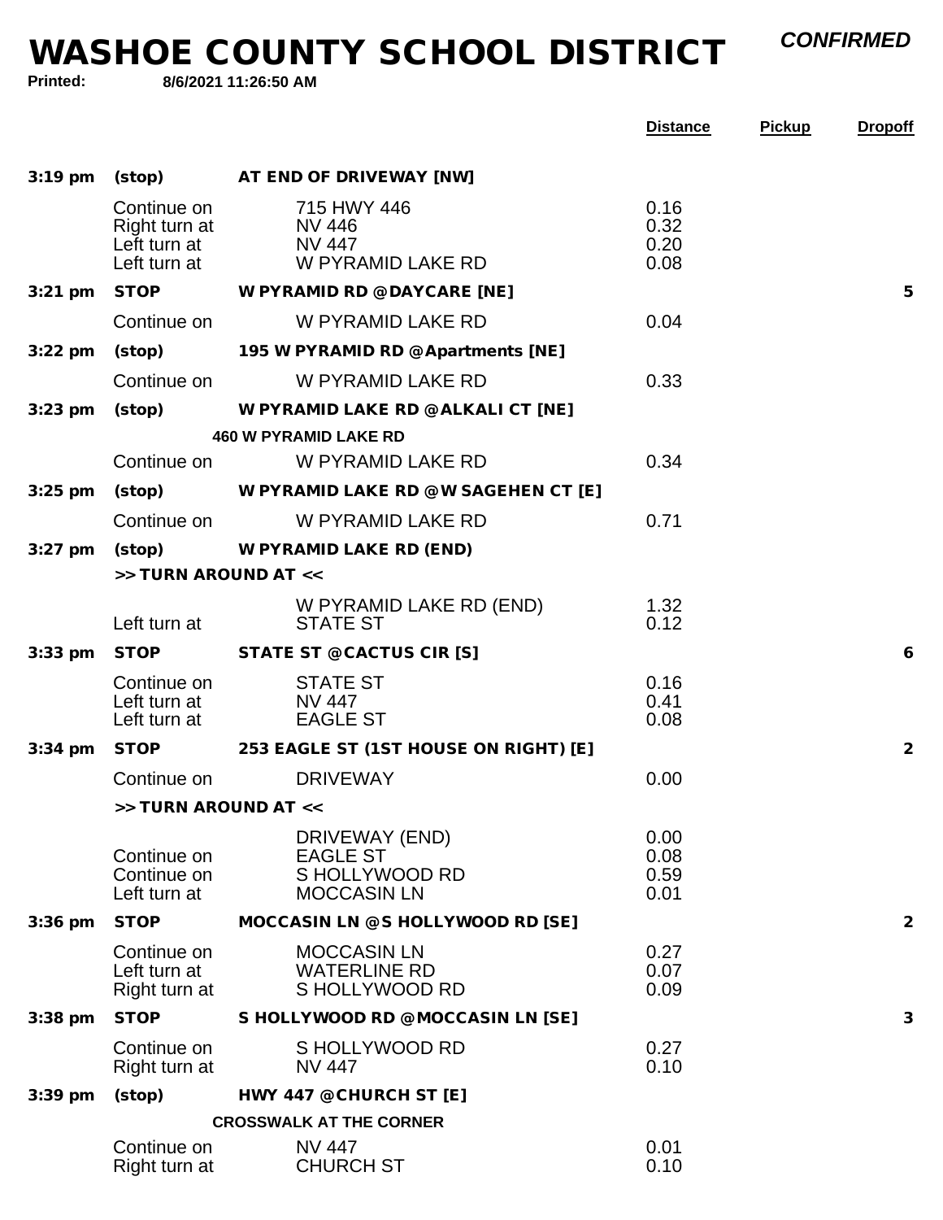# WASHOE COUNTY SCHOOL DISTRICT

***CONFIRMED***

**Printed:** **8/6/2021 11:26:50 AM**

| | | | Distance | Pickup | Dropoff |
|---|---|---|---|---|---|
| **3:19 pm** | **(stop)** | **AT END OF DRIVEWAY [NW]** | | | |
| | Continue on | 715 HWY 446 | 0.16 | | |
| | Right turn at | NV 446 | 0.32 | | |
| | Left turn at | NV 447 | 0.20 | | |
| | Left turn at | W PYRAMID LAKE RD | 0.08 | | |
| **3:21 pm** | **STOP** | **W PYRAMID RD @DAYCARE [NE]** | | | **5** |
| | Continue on | W PYRAMID LAKE RD | 0.04 | | |
| **3:22 pm** | **(stop)** | **195 W PYRAMID RD @Apartments [NE]** | | | |
| | Continue on | W PYRAMID LAKE RD | 0.33 | | |
| **3:23 pm** | **(stop)** | **W PYRAMID LAKE RD @ALKALI CT [NE]** | | | |
| | | **460 W PYRAMID LAKE RD** | | | |
| | Continue on | W PYRAMID LAKE RD | 0.34 | | |
| **3:25 pm** | **(stop)** | **W PYRAMID LAKE RD @W SAGEHEN CT [E]** | | | |
| | Continue on | W PYRAMID LAKE RD | 0.71 | | |
| **3:27 pm** | **(stop)** | **W PYRAMID LAKE RD (END)** | | | |
| | **>> TURN AROUND AT <<** | | | | |
| | | W PYRAMID LAKE RD (END) | 1.32 | | |
| | Left turn at | STATE ST | 0.12 | | |
| **3:33 pm** | **STOP** | **STATE ST @CACTUS CIR [S]** | | | **6** |
| | Continue on | STATE ST | 0.16 | | |
| | Left turn at | NV 447 | 0.41 | | |
| | Left turn at | EAGLE ST | 0.08 | | |
| **3:34 pm** | **STOP** | **253 EAGLE ST (1ST HOUSE ON RIGHT) [E]** | | | **2** |
| | Continue on | DRIVEWAY | 0.00 | | |
| | **>> TURN AROUND AT <<** | | | | |
| | | DRIVEWAY (END) | 0.00 | | |
| | Continue on | EAGLE ST | 0.08 | | |
| | Continue on | S HOLLYWOOD RD | 0.59 | | |
| | Left turn at | MOCCASIN LN | 0.01 | | |
| **3:36 pm** | **STOP** | **MOCCASIN LN @S HOLLYWOOD RD [SE]** | | | **2** |
| | Continue on | MOCCASIN LN | 0.27 | | |
| | Left turn at | WATERLINE RD | 0.07 | | |
| | Right turn at | S HOLLYWOOD RD | 0.09 | | |
| **3:38 pm** | **STOP** | **S HOLLYWOOD RD @MOCCASIN LN [SE]** | | | **3** |
| | Continue on | S HOLLYWOOD RD | 0.27 | | |
| | Right turn at | NV 447 | 0.10 | | |
| **3:39 pm** | **(stop)** | **HWY 447 @CHURCH ST [E]** | | | |
| | | **CROSSWALK AT THE CORNER** | | | |
| | Continue on | NV 447 | 0.01 | | |
| | Right turn at | CHURCH ST | 0.10 | | |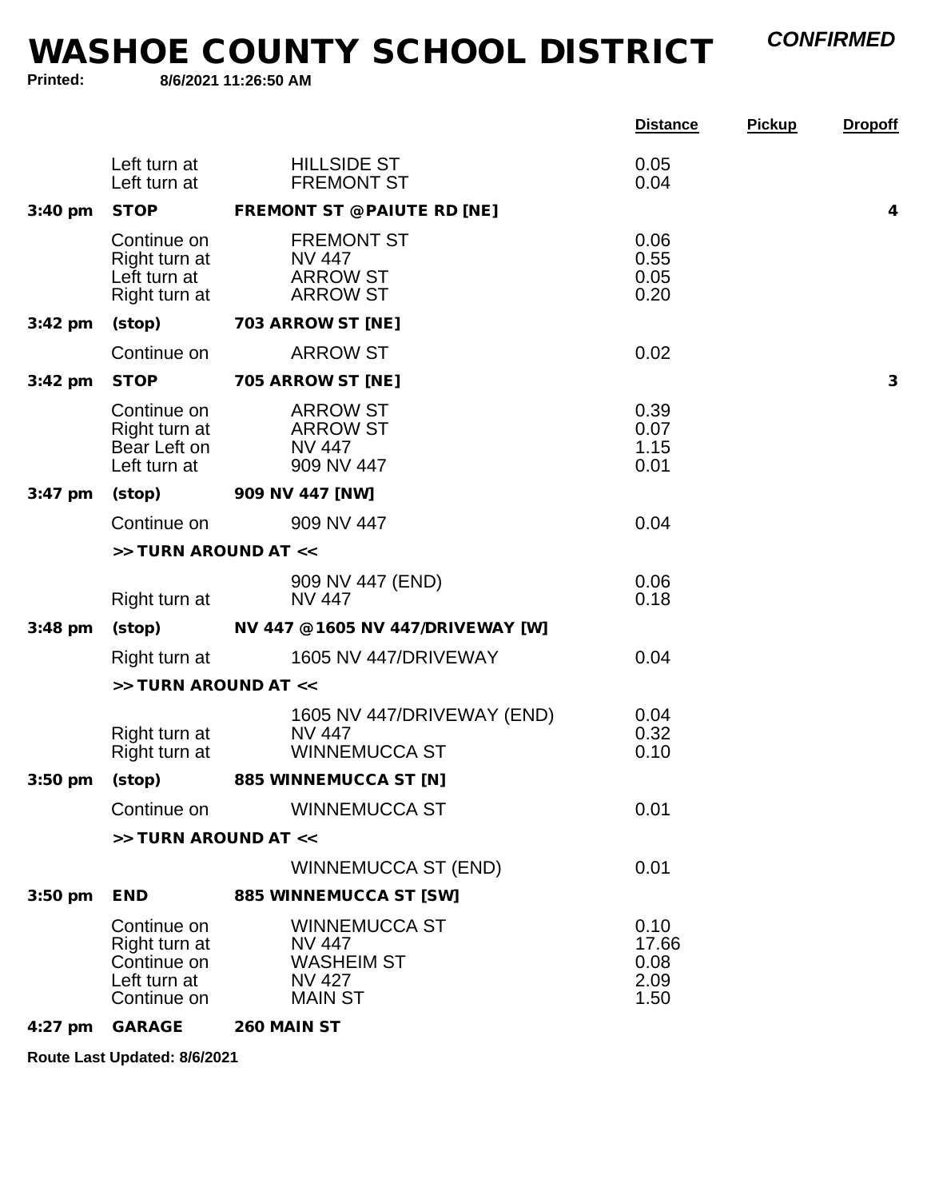# WASHOE COUNTY SCHOOL DISTRICT

***CONFIRMED***

**Printed:** **8/6/2021 11:26:50 AM**

| | | | Distance | Pickup | Dropoff |
|---|---|---|---|---|---|
| | Left turn at | HILLSIDE ST | 0.05 | | |
| | Left turn at | FREMONT ST | 0.04 | | |
| **3:40 pm** | **STOP** | **FREMONT ST @PAIUTE RD [NE]** | | | **4** |
| | Continue on | FREMONT ST | 0.06 | | |
| | Right turn at | NV 447 | 0.55 | | |
| | Left turn at | ARROW ST | 0.05 | | |
| | Right turn at | ARROW ST | 0.20 | | |
| **3:42 pm** | **(stop)** | **703 ARROW ST [NE]** | | | |
| | Continue on | ARROW ST | 0.02 | | |
| **3:42 pm** | **STOP** | **705 ARROW ST [NE]** | | | **3** |
| | Continue on | ARROW ST | 0.39 | | |
| | Right turn at | ARROW ST | 0.07 | | |
| | Bear Left on | NV 447 | 1.15 | | |
| | Left turn at | 909 NV 447 | 0.01 | | |
| **3:47 pm** | **(stop)** | **909 NV 447 [NW]** | | | |
| | Continue on | 909 NV 447 | 0.04 | | |
| | **>> TURN AROUND AT <<** | | | | |
| | | 909 NV 447 (END) | 0.06 | | |
| | Right turn at | NV 447 | 0.18 | | |
| **3:48 pm** | **(stop)** | **NV 447 @1605 NV 447/DRIVEWAY [W]** | | | |
| | Right turn at | 1605 NV 447/DRIVEWAY | 0.04 | | |
| | **>> TURN AROUND AT <<** | | | | |
| | | 1605 NV 447/DRIVEWAY (END) | 0.04 | | |
| | Right turn at | NV 447 | 0.32 | | |
| | Right turn at | WINNEMUCCA ST | 0.10 | | |
| **3:50 pm** | **(stop)** | **885 WINNEMUCCA ST [N]** | | | |
| | Continue on | WINNEMUCCA ST | 0.01 | | |
| | **>> TURN AROUND AT <<** | | | | |
| | | WINNEMUCCA ST (END) | 0.01 | | |
| **3:50 pm** | **END** | **885 WINNEMUCCA ST [SW]** | | | |
| | Continue on | WINNEMUCCA ST | 0.10 | | |
| | Right turn at | NV 447 | 17.66 | | |
| | Continue on | WASHEIM ST | 0.08 | | |
| | Left turn at | NV 427 | 2.09 | | |
| | Continue on | MAIN ST | 1.50 | | |
| **4:27 pm** | **GARAGE** | **260 MAIN ST** | | | |

**Route Last Updated: 8/6/2021**